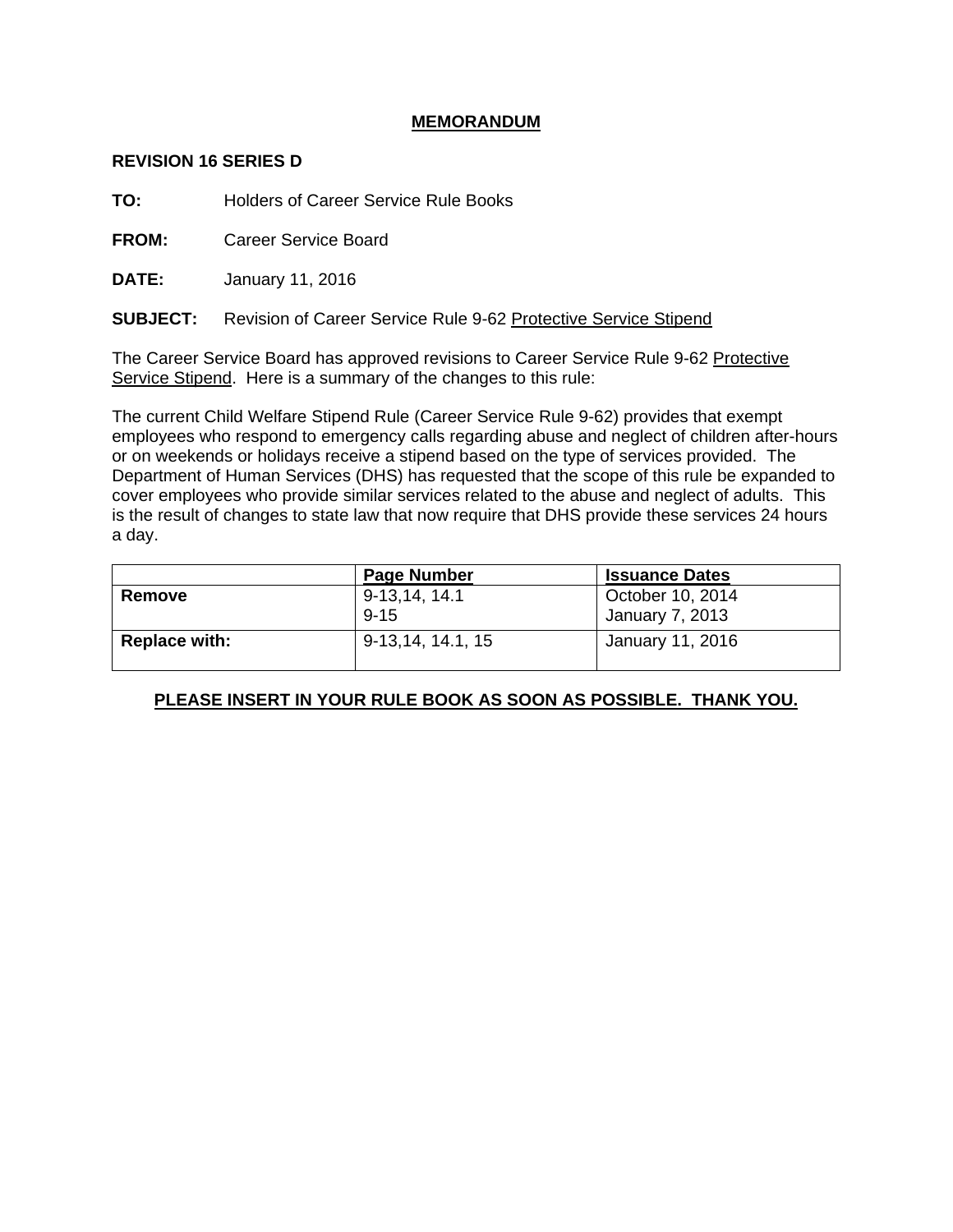# MEMORANDUM

**REVISION 16 SERIES D**

**TO:** Holders of Career Service Rule Books

**FROM:** Career Service Board

**DATE:** January 11, 2016

**SUBJECT:** Revision of Career Service Rule 9-62 Protective Service Stipend

The Career Service Board has approved revisions to Career Service Rule 9-62 Protective Service Stipend. Here is a summary of the changes to this rule:

The current Child Welfare Stipend Rule (Career Service Rule 9-62) provides that exempt employees who respond to emergency calls regarding abuse and neglect of children after-hours or on weekends or holidays receive a stipend based on the type of services provided. The Department of Human Services (DHS) has requested that the scope of this rule be expanded to cover employees who provide similar services related to the abuse and neglect of adults. This is the result of changes to state law that now require that DHS provide these services 24 hours a day.

| | Page Number | Issuance Dates |
|---|---|---|
| **Remove** | 9-13,14, 14.1<br>9-15 | October 10, 2014<br>January 7, 2013 |
| **Replace with:** | 9-13,14, 14.1, 15 | January 11, 2016 |

**PLEASE INSERT IN YOUR RULE BOOK AS SOON AS POSSIBLE. THANK YOU.**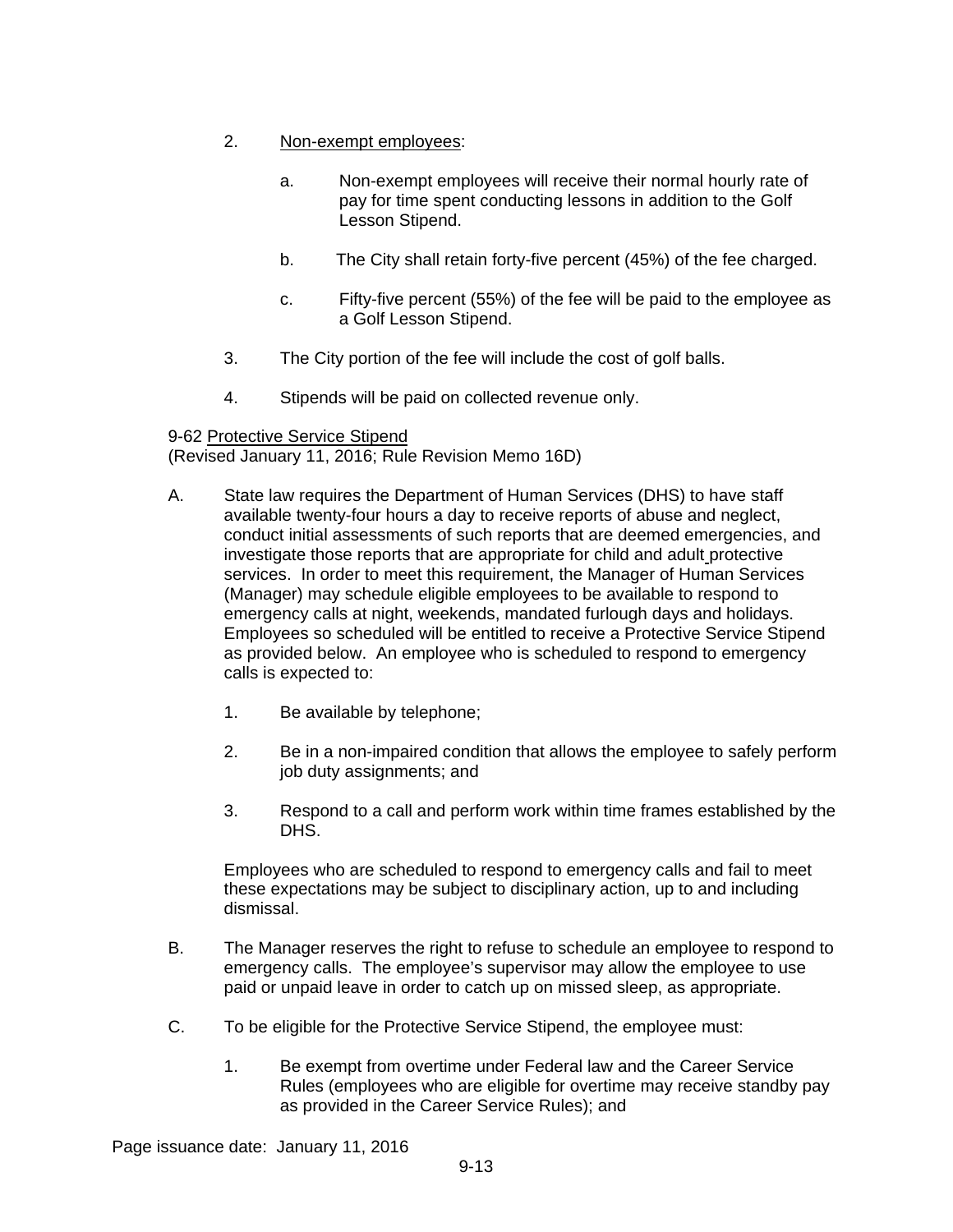2. Non-exempt employees:

   a. Non-exempt employees will receive their normal hourly rate of pay for time spent conducting lessons in addition to the Golf Lesson Stipend.

   b. The City shall retain forty-five percent (45%) of the fee charged.

   c. Fifty-five percent (55%) of the fee will be paid to the employee as a Golf Lesson Stipend.

3. The City portion of the fee will include the cost of golf balls.

4. Stipends will be paid on collected revenue only.

9-62 Protective Service Stipend
(Revised January 11, 2016; Rule Revision Memo 16D)

A. State law requires the Department of Human Services (DHS) to have staff available twenty-four hours a day to receive reports of abuse and neglect, conduct initial assessments of such reports that are deemed emergencies, and investigate those reports that are appropriate for child and adult protective services. In order to meet this requirement, the Manager of Human Services (Manager) may schedule eligible employees to be available to respond to emergency calls at night, weekends, mandated furlough days and holidays. Employees so scheduled will be entitled to receive a Protective Service Stipend as provided below. An employee who is scheduled to respond to emergency calls is expected to:

   1. Be available by telephone;

   2. Be in a non-impaired condition that allows the employee to safely perform job duty assignments; and

   3. Respond to a call and perform work within time frames established by the DHS.

   Employees who are scheduled to respond to emergency calls and fail to meet these expectations may be subject to disciplinary action, up to and including dismissal.

B. The Manager reserves the right to refuse to schedule an employee to respond to emergency calls. The employee's supervisor may allow the employee to use paid or unpaid leave in order to catch up on missed sleep, as appropriate.

C. To be eligible for the Protective Service Stipend, the employee must:

   1. Be exempt from overtime under Federal law and the Career Service Rules (employees who are eligible for overtime may receive standby pay as provided in the Career Service Rules); and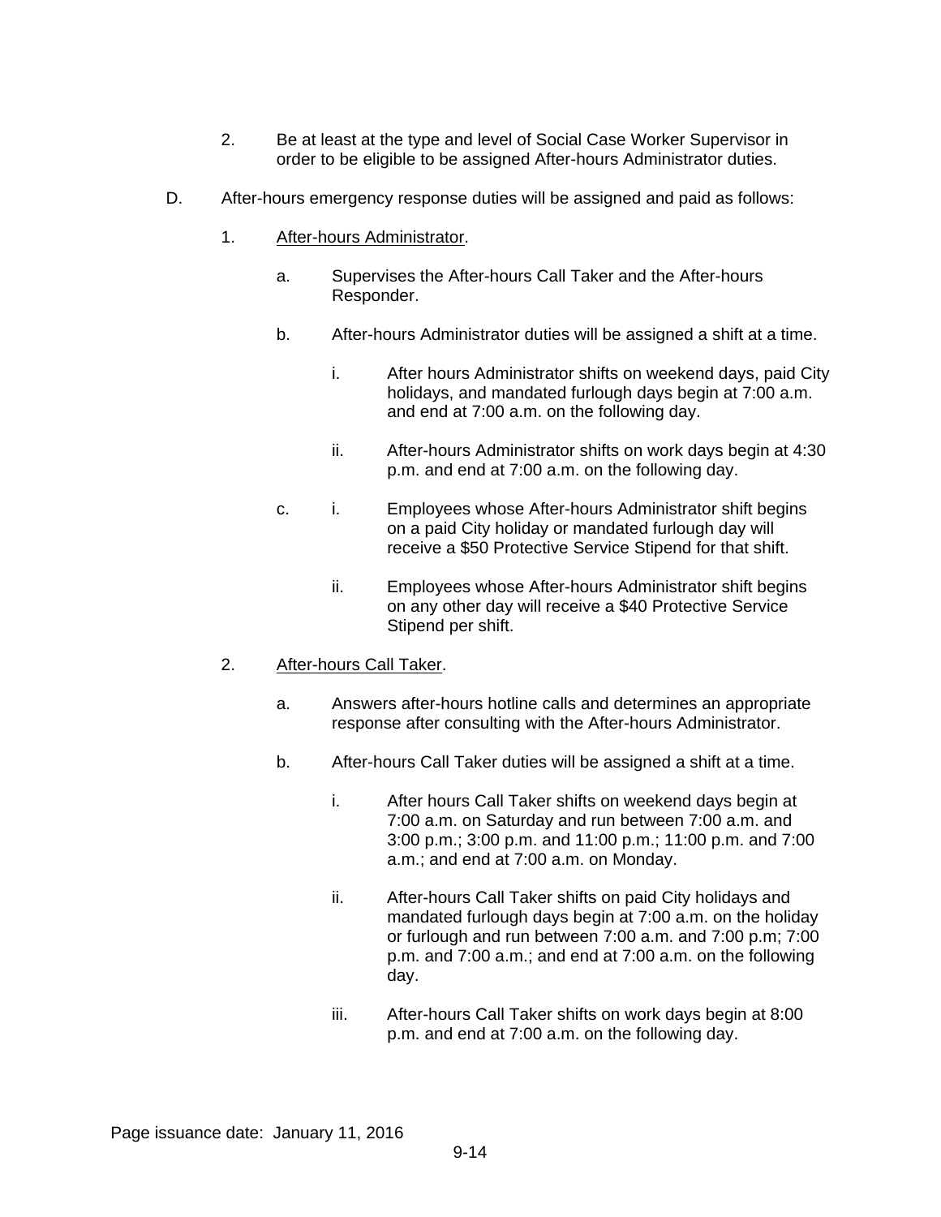2. Be at least at the type and level of Social Case Worker Supervisor in order to be eligible to be assigned After-hours Administrator duties.

D. After-hours emergency response duties will be assigned and paid as follows:

1. After-hours Administrator.

   a. Supervises the After-hours Call Taker and the After-hours Responder.

   b. After-hours Administrator duties will be assigned a shift at a time.

      i. After hours Administrator shifts on weekend days, paid City holidays, and mandated furlough days begin at 7:00 a.m. and end at 7:00 a.m. on the following day.

      ii. After-hours Administrator shifts on work days begin at 4:30 p.m. and end at 7:00 a.m. on the following day.

   c. i. Employees whose After-hours Administrator shift begins on a paid City holiday or mandated furlough day will receive a $50 Protective Service Stipend for that shift.

      ii. Employees whose After-hours Administrator shift begins on any other day will receive a $40 Protective Service Stipend per shift.

2. After-hours Call Taker.

   a. Answers after-hours hotline calls and determines an appropriate response after consulting with the After-hours Administrator.

   b. After-hours Call Taker duties will be assigned a shift at a time.

      i. After hours Call Taker shifts on weekend days begin at 7:00 a.m. on Saturday and run between 7:00 a.m. and 3:00 p.m.; 3:00 p.m. and 11:00 p.m.; 11:00 p.m. and 7:00 a.m.; and end at 7:00 a.m. on Monday.

      ii. After-hours Call Taker shifts on paid City holidays and mandated furlough days begin at 7:00 a.m. on the holiday or furlough and run between 7:00 a.m. and 7:00 p.m; 7:00 p.m. and 7:00 a.m.; and end at 7:00 a.m. on the following day.

      iii. After-hours Call Taker shifts on work days begin at 8:00 p.m. and end at 7:00 a.m. on the following day.

Page issuance date: January 11, 2016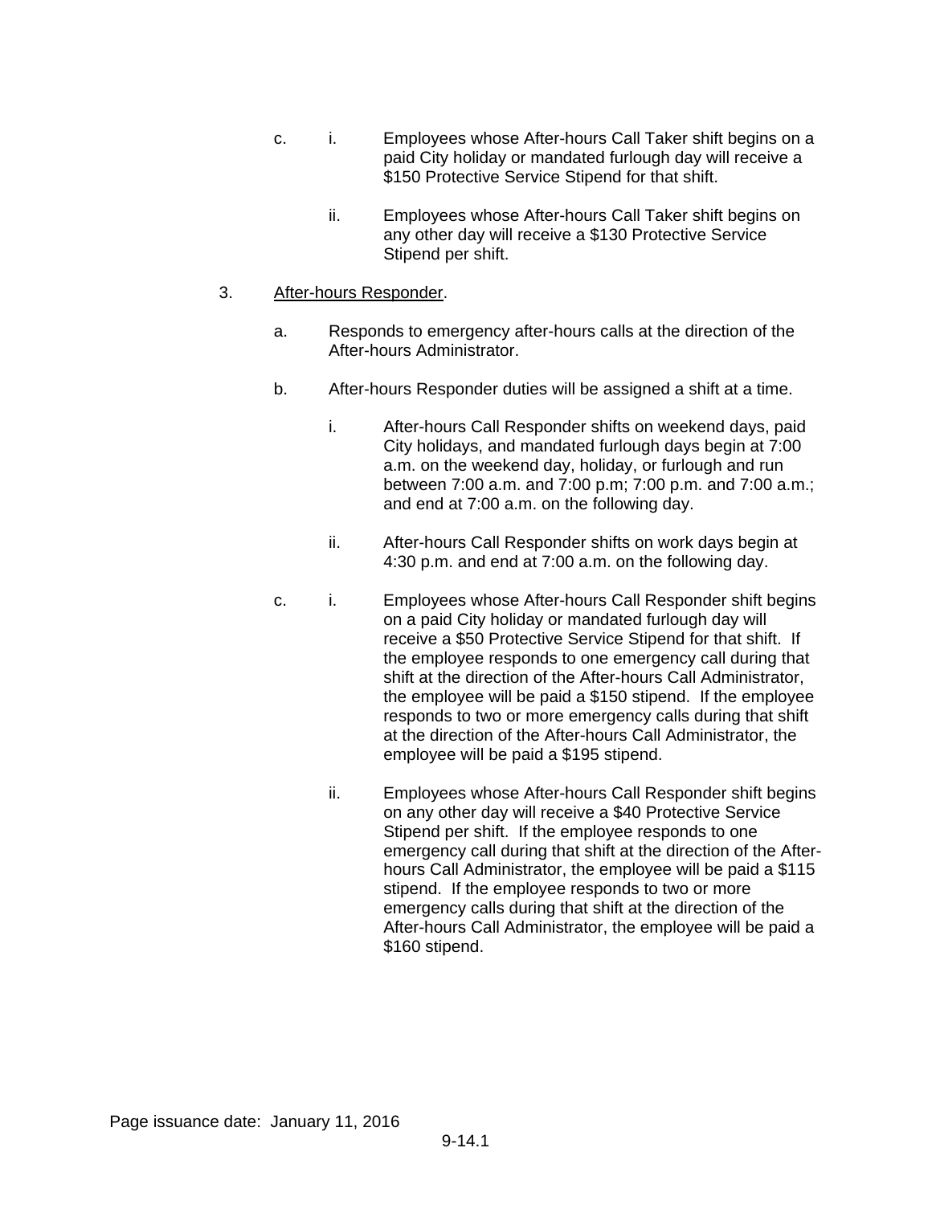c. i. Employees whose After-hours Call Taker shift begins on a paid City holiday or mandated furlough day will receive a $150 Protective Service Stipend for that shift.

   ii. Employees whose After-hours Call Taker shift begins on any other day will receive a $130 Protective Service Stipend per shift.

3. <u>After-hours Responder</u>.

   a. Responds to emergency after-hours calls at the direction of the After-hours Administrator.

   b. After-hours Responder duties will be assigned a shift at a time.

      i. After-hours Call Responder shifts on weekend days, paid City holidays, and mandated furlough days begin at 7:00 a.m. on the weekend day, holiday, or furlough and run between 7:00 a.m. and 7:00 p.m; 7:00 p.m. and 7:00 a.m.; and end at 7:00 a.m. on the following day.

      ii. After-hours Call Responder shifts on work days begin at 4:30 p.m. and end at 7:00 a.m. on the following day.

   c. i. Employees whose After-hours Call Responder shift begins on a paid City holiday or mandated furlough day will receive a $50 Protective Service Stipend for that shift. If the employee responds to one emergency call during that shift at the direction of the After-hours Call Administrator, the employee will be paid a $150 stipend. If the employee responds to two or more emergency calls during that shift at the direction of the After-hours Call Administrator, the employee will be paid a $195 stipend.

      ii. Employees whose After-hours Call Responder shift begins on any other day will receive a $40 Protective Service Stipend per shift. If the employee responds to one emergency call during that shift at the direction of the After-hours Call Administrator, the employee will be paid a $115 stipend. If the employee responds to two or more emergency calls during that shift at the direction of the After-hours Call Administrator, the employee will be paid a $160 stipend.

Page issuance date: January 11, 2016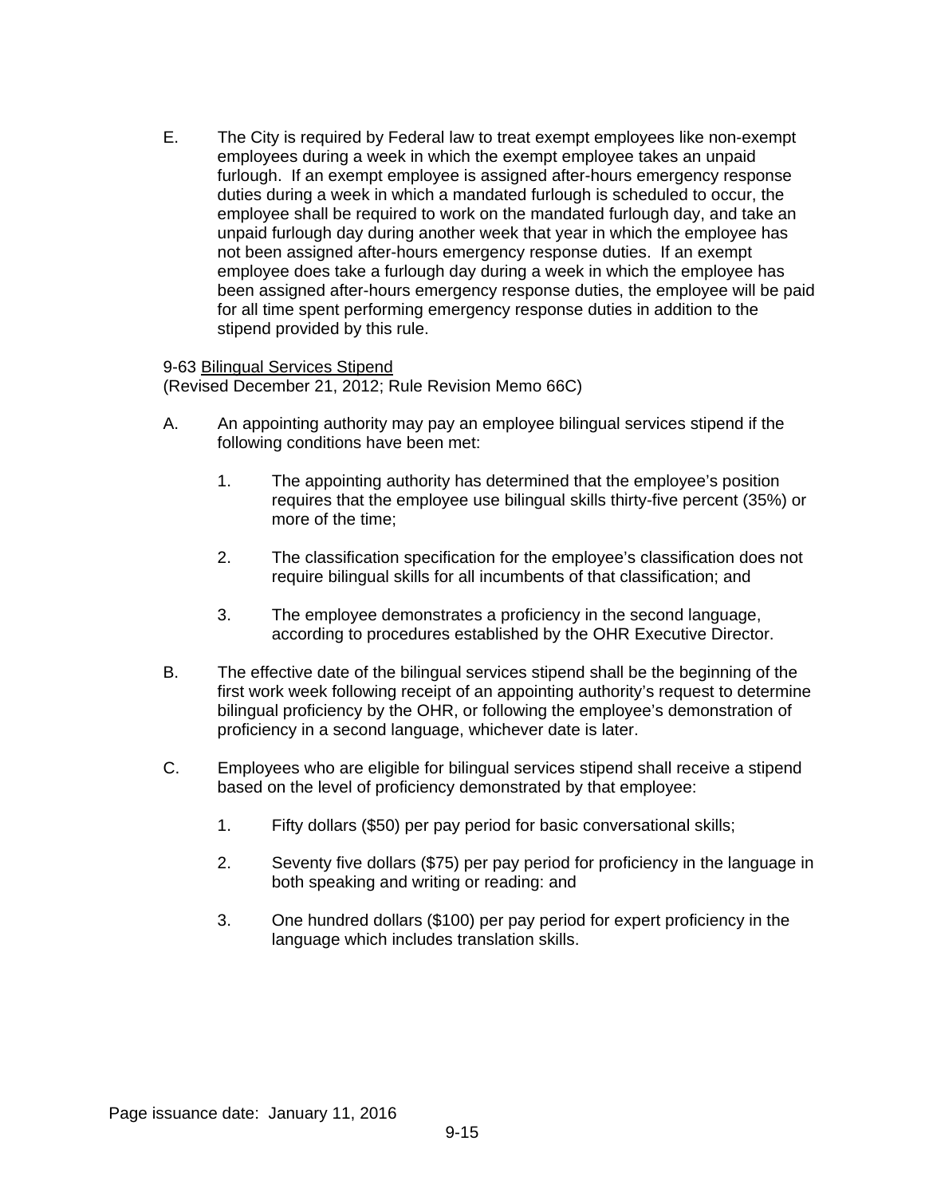E. The City is required by Federal law to treat exempt employees like non-exempt employees during a week in which the exempt employee takes an unpaid furlough. If an exempt employee is assigned after-hours emergency response duties during a week in which a mandated furlough is scheduled to occur, the employee shall be required to work on the mandated furlough day, and take an unpaid furlough day during another week that year in which the employee has not been assigned after-hours emergency response duties. If an exempt employee does take a furlough day during a week in which the employee has been assigned after-hours emergency response duties, the employee will be paid for all time spent performing emergency response duties in addition to the stipend provided by this rule.

9-63 Bilingual Services Stipend
(Revised December 21, 2012; Rule Revision Memo 66C)

A. An appointing authority may pay an employee bilingual services stipend if the following conditions have been met:

   1. The appointing authority has determined that the employee's position requires that the employee use bilingual skills thirty-five percent (35%) or more of the time;

   2. The classification specification for the employee's classification does not require bilingual skills for all incumbents of that classification; and

   3. The employee demonstrates a proficiency in the second language, according to procedures established by the OHR Executive Director.

B. The effective date of the bilingual services stipend shall be the beginning of the first work week following receipt of an appointing authority's request to determine bilingual proficiency by the OHR, or following the employee's demonstration of proficiency in a second language, whichever date is later.

C. Employees who are eligible for bilingual services stipend shall receive a stipend based on the level of proficiency demonstrated by that employee:

   1. Fifty dollars ($50) per pay period for basic conversational skills;

   2. Seventy five dollars ($75) per pay period for proficiency in the language in both speaking and writing or reading: and

   3. One hundred dollars ($100) per pay period for expert proficiency in the language which includes translation skills.